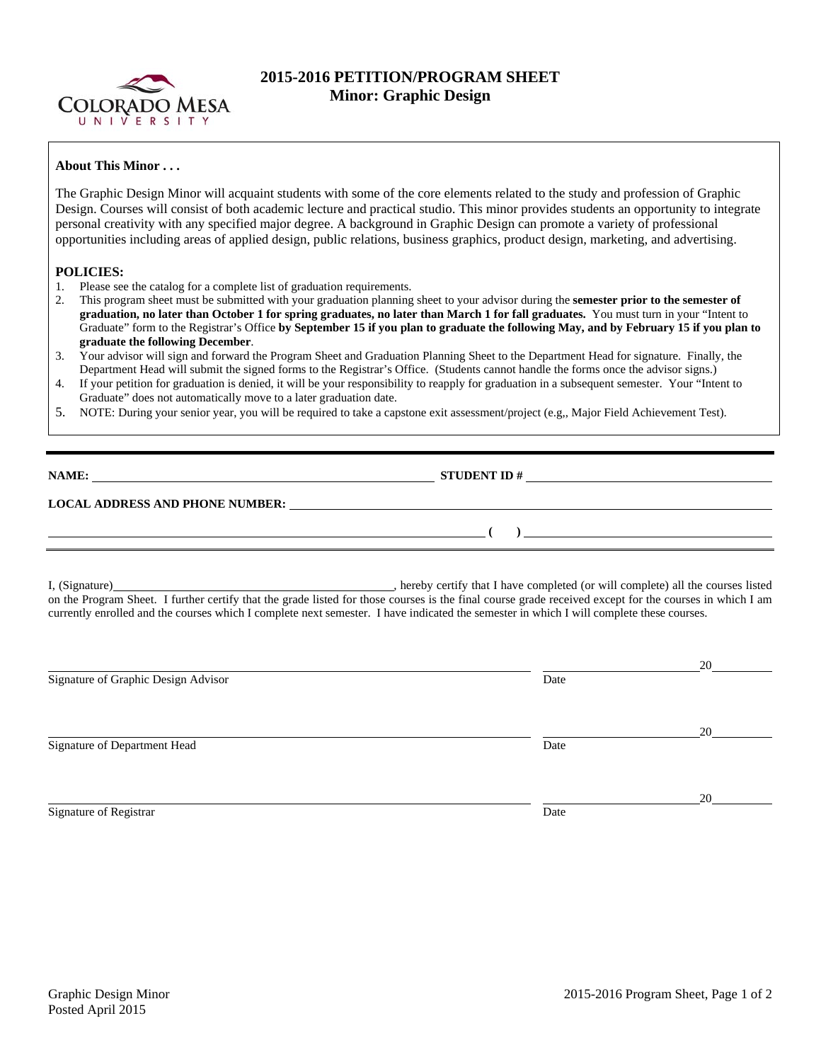# 2015-2016 PETITION/PROGRAM SHEET
## Minor: Graphic Design

**About This Minor . . .**

The Graphic Design Minor will acquaint students with some of the core elements related to the study and profession of Graphic Design. Courses will consist of both academic lecture and practical studio. This minor provides students an opportunity to integrate personal creativity with any specified major degree. A background in Graphic Design can promote a variety of professional opportunities including areas of applied design, public relations, business graphics, product design, marketing, and advertising.

**POLICIES:**

1. Please see the catalog for a complete list of graduation requirements.
2. This program sheet must be submitted with your graduation planning sheet to your advisor during the **semester prior to the semester of graduation, no later than October 1 for spring graduates, no later than March 1 for fall graduates.** You must turn in your "Intent to Graduate" form to the Registrar's Office **by September 15 if you plan to graduate the following May, and by February 15 if you plan to graduate the following December**.
3. Your advisor will sign and forward the Program Sheet and Graduation Planning Sheet to the Department Head for signature. Finally, the Department Head will submit the signed forms to the Registrar's Office. (Students cannot handle the forms once the advisor signs.)
4. If your petition for graduation is denied, it will be your responsibility to reapply for graduation in a subsequent semester. Your "Intent to Graduate" does not automatically move to a later graduation date.
5. NOTE: During your senior year, you will be required to take a capstone exit assessment/project (e.g,, Major Field Achievement Test).

**NAME:** ______________________________ **STUDENT ID #** ______________________________

**LOCAL ADDRESS AND PHONE NUMBER:** ______________________________

______________________________ **( )** ______________________________

I, (Signature)______________________________, hereby certify that I have completed (or will complete) all the courses listed on the Program Sheet. I further certify that the grade listed for those courses is the final course grade received except for the courses in which I am currently enrolled and the courses which I complete next semester. I have indicated the semester in which I will complete these courses.

______________________________ ______________20______
Signature of Graphic Design Advisor — Date

______________________________ ______________20______
Signature of Department Head — Date

______________________________ ______________20______
Signature of Registrar — Date

Graphic Design Minor
Posted April 2015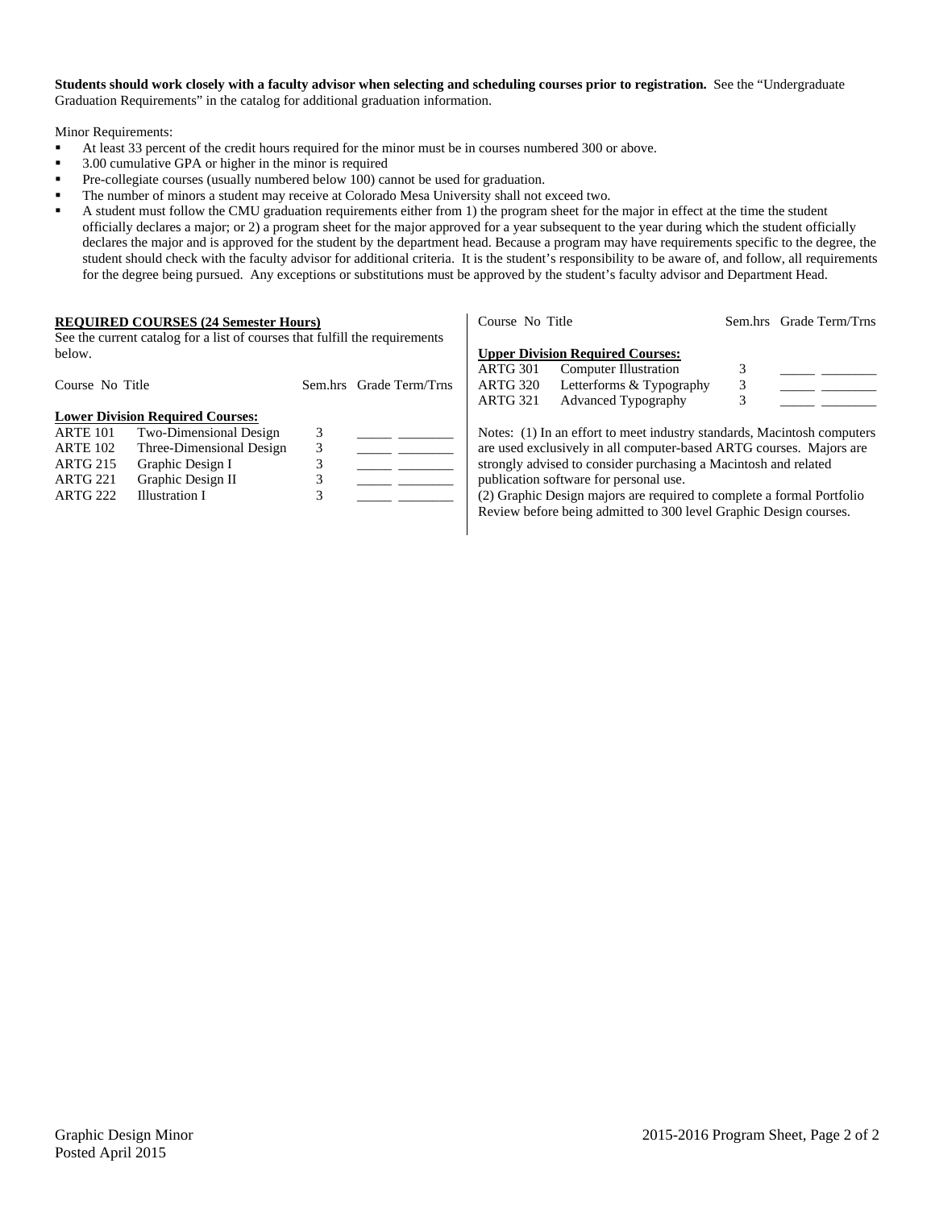**Students should work closely with a faculty advisor when selecting and scheduling courses prior to registration.** See the "Undergraduate Graduation Requirements" in the catalog for additional graduation information.

Minor Requirements:

- At least 33 percent of the credit hours required for the minor must be in courses numbered 300 or above.
- 3.00 cumulative GPA or higher in the minor is required
- Pre-collegiate courses (usually numbered below 100) cannot be used for graduation.
- The number of minors a student may receive at Colorado Mesa University shall not exceed two.
- A student must follow the CMU graduation requirements either from 1) the program sheet for the major in effect at the time the student officially declares a major; or 2) a program sheet for the major approved for a year subsequent to the year during which the student officially declares the major and is approved for the student by the department head. Because a program may have requirements specific to the degree, the student should check with the faculty advisor for additional criteria. It is the student's responsibility to be aware of, and follow, all requirements for the degree being pursued. Any exceptions or substitutions must be approved by the student's faculty advisor and Department Head.

**REQUIRED COURSES (24 Semester Hours)**
See the current catalog for a list of courses that fulfill the requirements below.

**Lower Division Required Courses:**

| Course No | Title | Sem.hrs | Grade | Term/Trns |
|---|---|---|---|---|
| ARTE 101 | Two-Dimensional Design | 3 | _____ | ________ |
| ARTE 102 | Three-Dimensional Design | 3 | _____ | ________ |
| ARTG 215 | Graphic Design I | 3 | _____ | ________ |
| ARTG 221 | Graphic Design II | 3 | _____ | ________ |
| ARTG 222 | Illustration I | 3 | _____ | ________ |

**Upper Division Required Courses:**

| Course No | Title | Sem.hrs | Grade | Term/Trns |
|---|---|---|---|---|
| ARTG 301 | Computer Illustration | 3 | _____ | ________ |
| ARTG 320 | Letterforms & Typography | 3 | _____ | ________ |
| ARTG 321 | Advanced Typography | 3 | _____ | ________ |

Notes: (1) In an effort to meet industry standards, Macintosh computers are used exclusively in all computer-based ARTG courses. Majors are strongly advised to consider purchasing a Macintosh and related publication software for personal use.
(2) Graphic Design majors are required to complete a formal Portfolio Review before being admitted to 300 level Graphic Design courses.

Graphic Design Minor
Posted April 2015